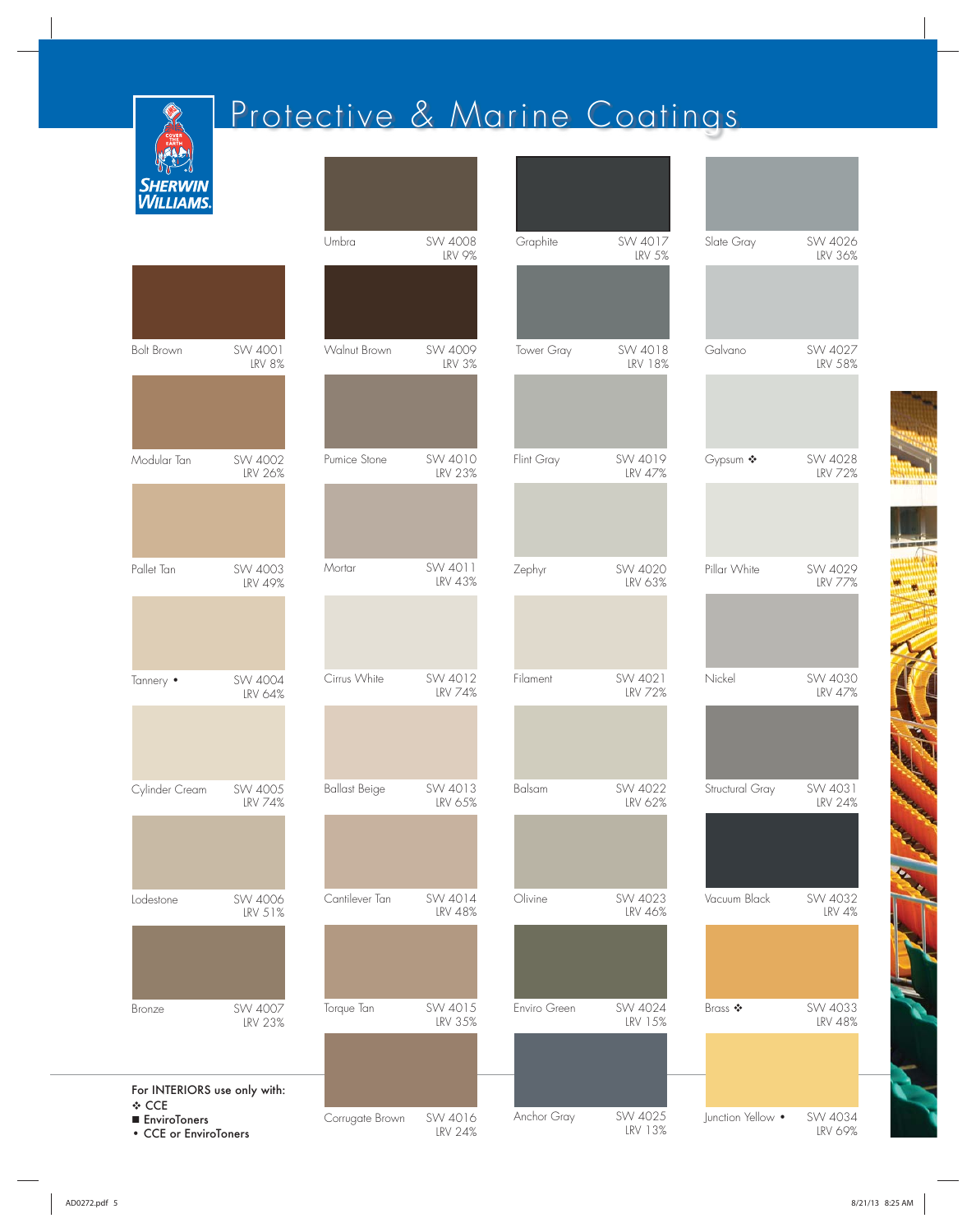# Protective & Marine Coatings

SHERWIN WILLIAMS.

| Color Name | Number | LRV |
|---|---|---|
| Bolt Brown | SW 4001 | LRV 8% |
| Modular Tan | SW 4002 | LRV 26% |
| Pallet Tan | SW 4003 | LRV 49% |
| Tannery • | SW 4004 | LRV 64% |
| Cylinder Cream | SW 4005 | LRV 74% |
| Lodestone | SW 4006 | LRV 51% |
| Bronze | SW 4007 | LRV 23% |
| Umbra | SW 4008 | LRV 9% |
| Walnut Brown | SW 4009 | LRV 3% |
| Pumice Stone | SW 4010 | LRV 23% |
| Mortar | SW 4011 | LRV 43% |
| Cirrus White | SW 4012 | LRV 74% |
| Ballast Beige | SW 4013 | LRV 65% |
| Cantilever Tan | SW 4014 | LRV 48% |
| Torque Tan | SW 4015 | LRV 35% |
| Corrugate Brown | SW 4016 | LRV 24% |
| Graphite | SW 4017 | LRV 5% |
| Tower Gray | SW 4018 | LRV 18% |
| Flint Gray | SW 4019 | LRV 47% |
| Zephyr | SW 4020 | LRV 63% |
| Filament | SW 4021 | LRV 72% |
| Balsam | SW 4022 | LRV 62% |
| Olivine | SW 4023 | LRV 46% |
| Enviro Green | SW 4024 | LRV 15% |
| Anchor Gray | SW 4025 | LRV 13% |
| Slate Gray | SW 4026 | LRV 36% |
| Galvano | SW 4027 | LRV 58% |
| Gypsum ❖ | SW 4028 | LRV 72% |
| Pillar White | SW 4029 | LRV 77% |
| Nickel | SW 4030 | LRV 47% |
| Structural Gray | SW 4031 | LRV 24% |
| Vacuum Black | SW 4032 | LRV 4% |
| Brass ❖ | SW 4033 | LRV 48% |
| Junction Yellow • | SW 4034 | LRV 69% |

For INTERIORS use only with:
- ❖ CCE
- ■ EnviroToners
- • CCE or EnviroToners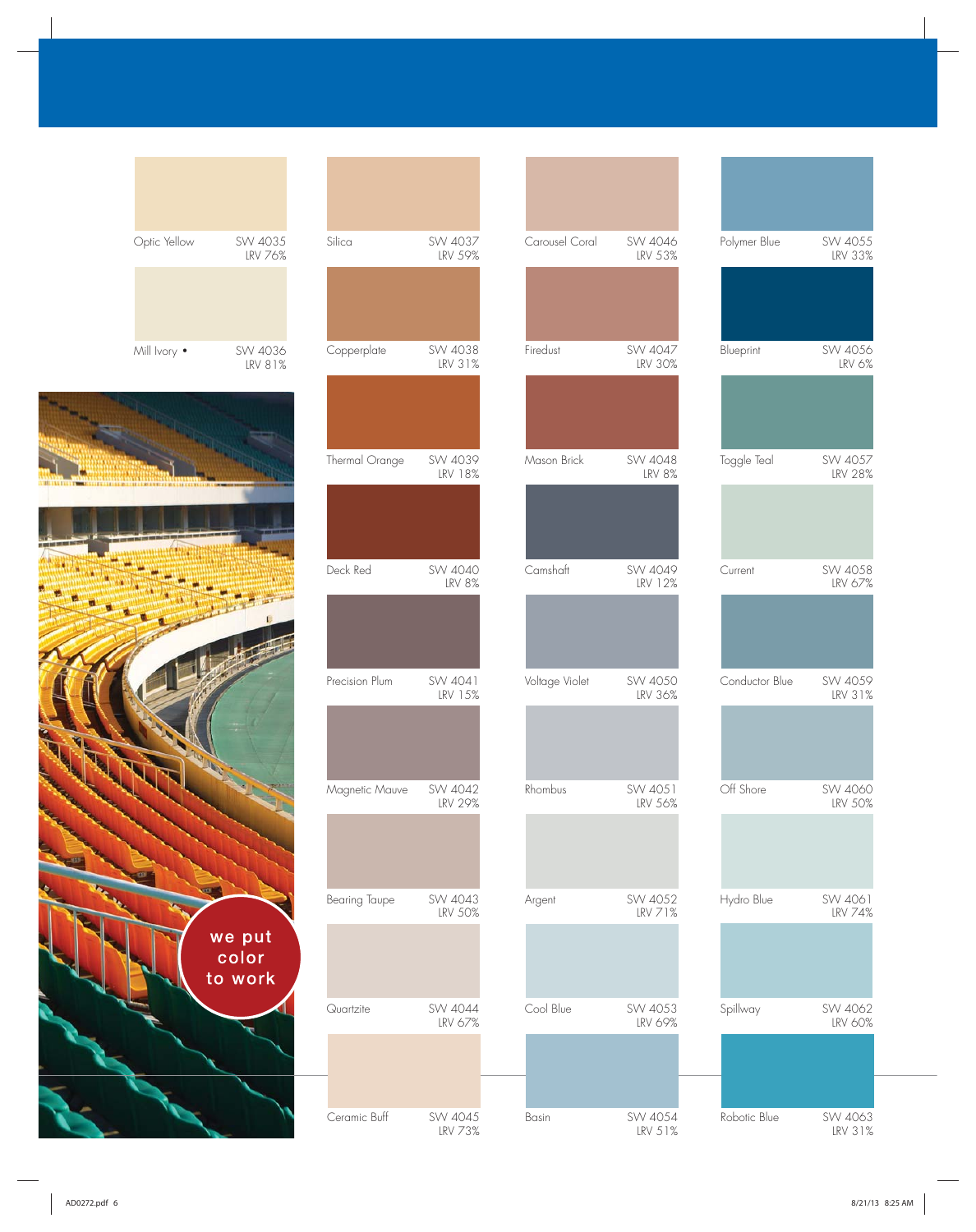| Color Name | Number | LRV |
| --- | --- | --- |
| Optic Yellow | SW 4035 | LRV 76% |
| Mill Ivory • | SW 4036 | LRV 81% |
| Silica | SW 4037 | LRV 59% |
| Copperplate | SW 4038 | LRV 31% |
| Thermal Orange | SW 4039 | LRV 18% |
| Deck Red | SW 4040 | LRV 8% |
| Precision Plum | SW 4041 | LRV 15% |
| Magnetic Mauve | SW 4042 | LRV 29% |
| Bearing Taupe | SW 4043 | LRV 50% |
| Quartzite | SW 4044 | LRV 67% |
| Ceramic Buff | SW 4045 | LRV 73% |
| Carousel Coral | SW 4046 | LRV 53% |
| Firedust | SW 4047 | LRV 30% |
| Mason Brick | SW 4048 | LRV 8% |
| Camshaft | SW 4049 | LRV 12% |
| Voltage Violet | SW 4050 | LRV 36% |
| Rhombus | SW 4051 | LRV 56% |
| Argent | SW 4052 | LRV 71% |
| Cool Blue | SW 4053 | LRV 69% |
| Basin | SW 4054 | LRV 51% |
| Polymer Blue | SW 4055 | LRV 33% |
| Blueprint | SW 4056 | LRV 6% |
| Toggle Teal | SW 4057 | LRV 28% |
| Current | SW 4058 | LRV 67% |
| Conductor Blue | SW 4059 | LRV 31% |
| Off Shore | SW 4060 | LRV 50% |
| Hydro Blue | SW 4061 | LRV 74% |
| Spillway | SW 4062 | LRV 60% |
| Robotic Blue | SW 4063 | LRV 31% |

we put color to work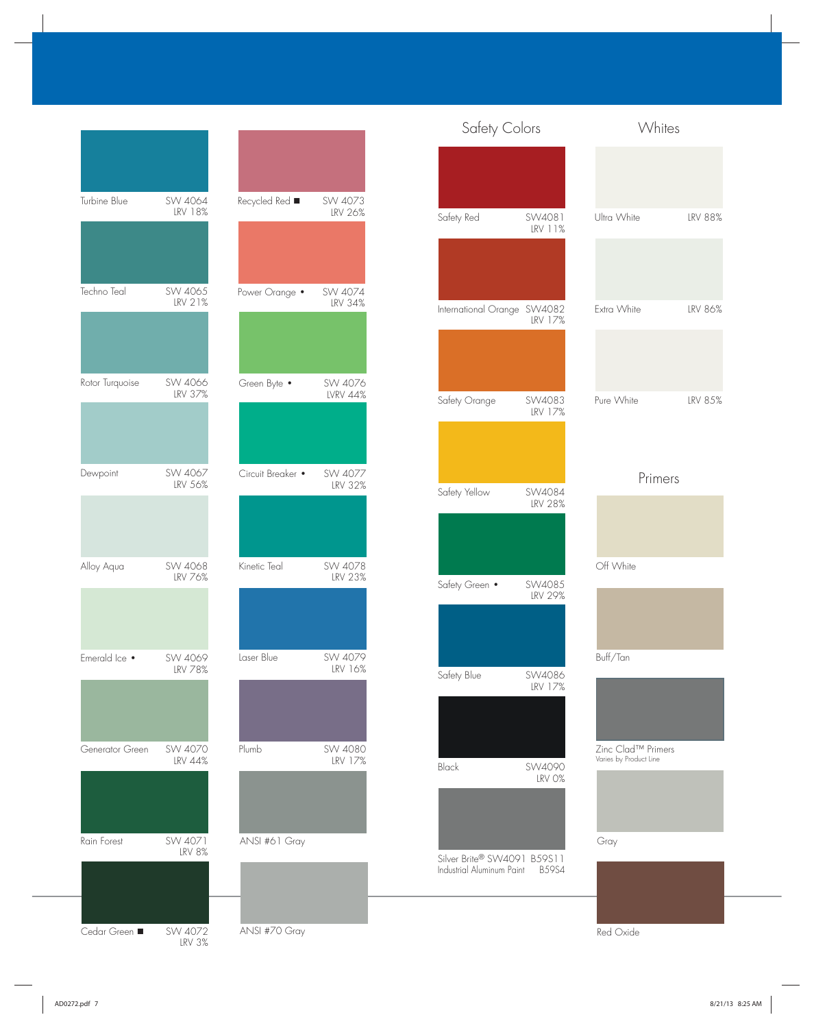Turbine Blue SW 4064 LRV 18%

Techno Teal SW 4065 LRV 21%

Rotor Turquoise SW 4066 LRV 37%

Dewpoint SW 4067 LRV 56%

Alloy Aqua SW 4068 LRV 76%

Emerald Ice • SW 4069 LRV 78%

Generator Green SW 4070 LRV 44%

Rain Forest SW 4071 LRV 8%

Cedar Green ■ SW 4072 LRV 3%

Recycled Red ■ SW 4073 LRV 26%

Power Orange • SW 4074 LRV 34%

Green Byte • SW 4076 LVRV 44%

Circuit Breaker • SW 4077 LRV 32%

Kinetic Teal SW 4078 LRV 23%

Laser Blue SW 4079 LRV 16%

Plumb SW 4080 LRV 17%

ANSI #61 Gray

ANSI #70 Gray

## Safety Colors

Safety Red SW4081 LRV 11%

International Orange SW4082 LRV 17%

Safety Orange SW4083 LRV 17%

Safety Yellow SW4084 LRV 28%

Safety Green • SW4085 LRV 29%

Safety Blue SW4086 LRV 17%

Black SW4090 LRV 0%

Silver Brite® SW4091 B59S11
Industrial Aluminum Paint B59S4

## Whites

Ultra White LRV 88%

Extra White LRV 86%

Pure White LRV 85%

## Primers

Off White

Buff/Tan

Zinc Clad™ Primers
Varies by Product Line

Gray

Red Oxide